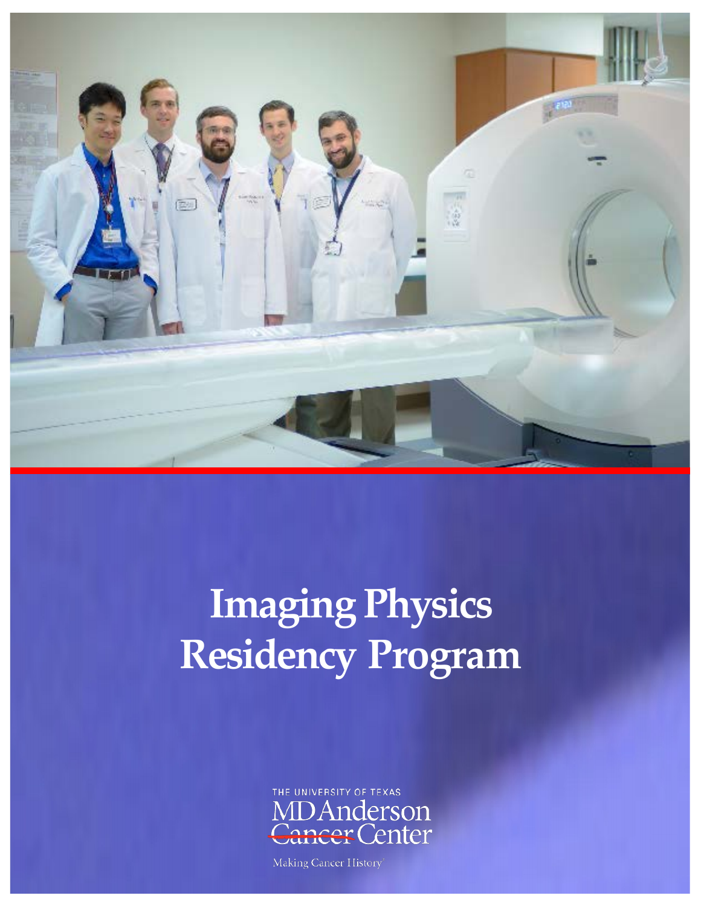# Imaging Physics Residency Program

THE UNIVERSITY OF TEXAS
MDAnderson
Cancer Center

Making Cancer History®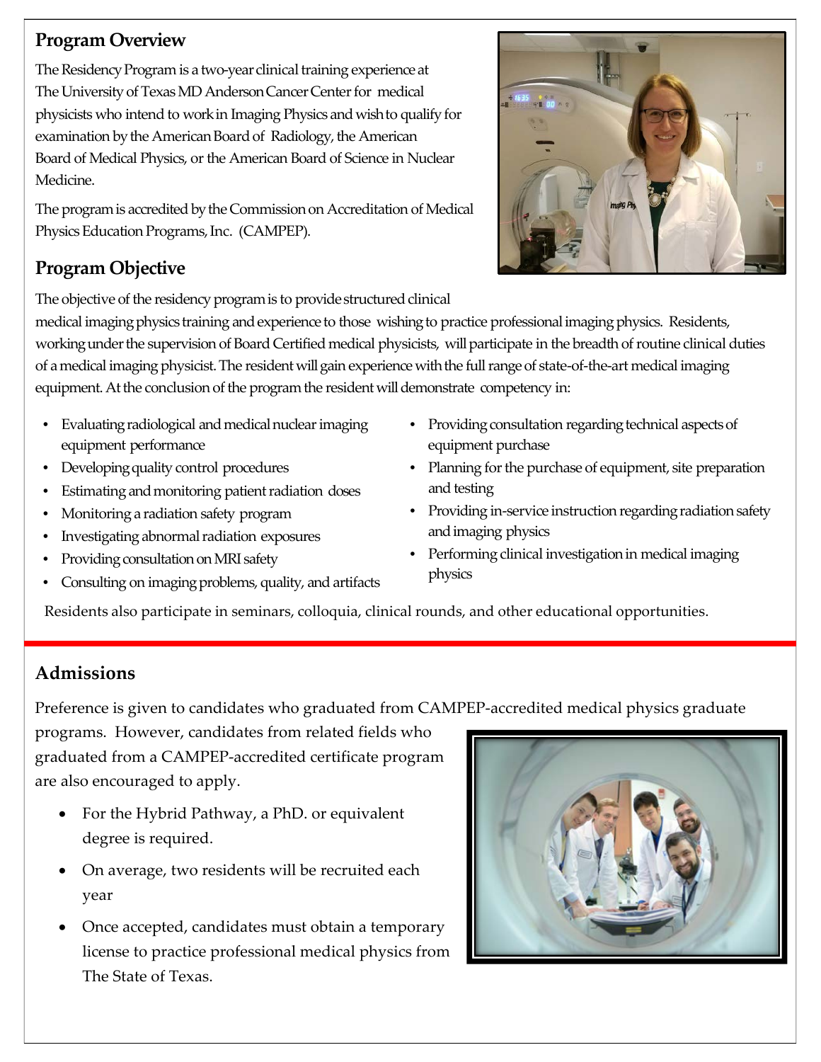## Program Overview

The Residency Program is a two-year clinical training experience at The University of Texas MD Anderson Cancer Center for medical physicists who intend to work in Imaging Physics and wish to qualify for examination by the American Board of Radiology, the American Board of Medical Physics, or the American Board of Science in Nuclear Medicine.

The program is accredited by the Commission on Accreditation of Medical Physics Education Programs, Inc. (CAMPEP).

## Program Objective

The objective of the residency program is to provide structured clinical medical imaging physics training and experience to those wishing to practice professional imaging physics. Residents, working under the supervision of Board Certified medical physicists, will participate in the breadth of routine clinical duties of a medical imaging physicist. The resident will gain experience with the full range of state-of-the-art medical imaging equipment. At the conclusion of the program the resident will demonstrate competency in:

- Evaluating radiological and medical nuclear imaging equipment performance
- Developing quality control procedures
- Estimating and monitoring patient radiation doses
- Monitoring a radiation safety program
- Investigating abnormal radiation exposures
- Providing consultation on MRI safety
- Consulting on imaging problems, quality, and artifacts
- Providing consultation regarding technical aspects of equipment purchase
- Planning for the purchase of equipment, site preparation and testing
- Providing in-service instruction regarding radiation safety and imaging physics
- Performing clinical investigation in medical imaging physics

Residents also participate in seminars, colloquia, clinical rounds, and other educational opportunities.

## Admissions

Preference is given to candidates who graduated from CAMPEP-accredited medical physics graduate programs. However, candidates from related fields who graduated from a CAMPEP-accredited certificate program are also encouraged to apply.

- For the Hybrid Pathway, a PhD. or equivalent degree is required.
- On average, two residents will be recruited each year
- Once accepted, candidates must obtain a temporary license to practice professional medical physics from The State of Texas.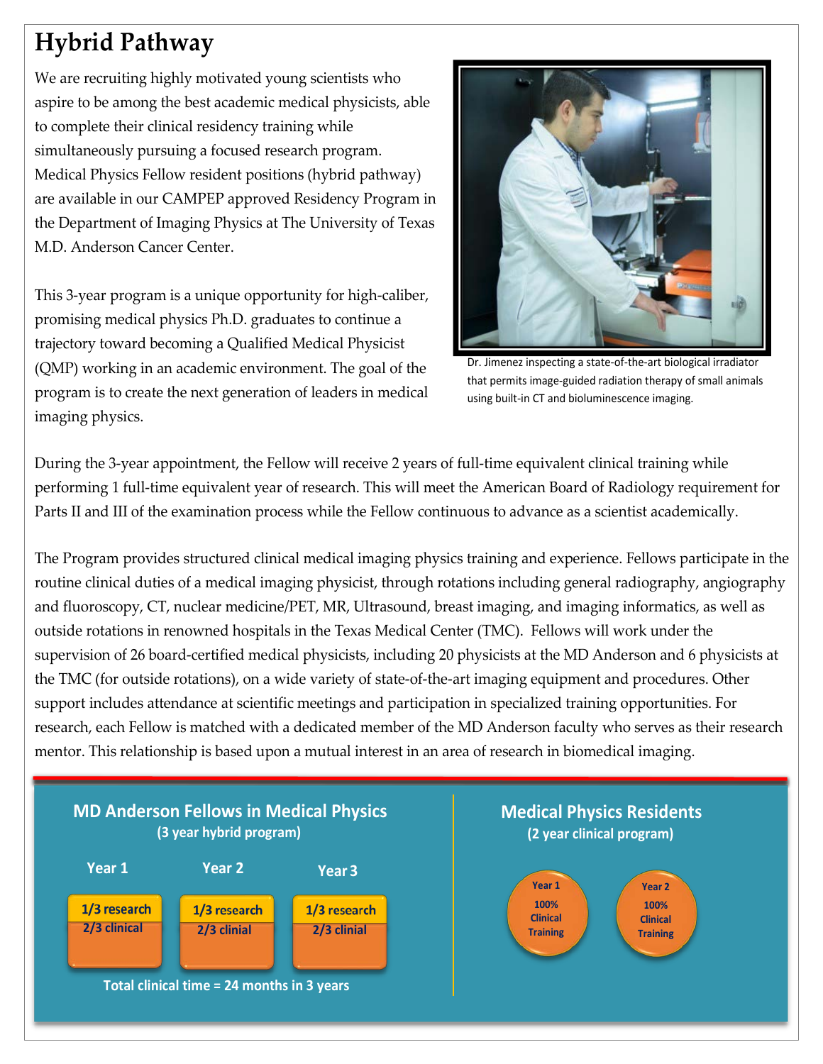# Hybrid Pathway

We are recruiting highly motivated young scientists who aspire to be among the best academic medical physicists, able to complete their clinical residency training while simultaneously pursuing a focused research program. Medical Physics Fellow resident positions (hybrid pathway) are available in our CAMPEP approved Residency Program in the Department of Imaging Physics at The University of Texas M.D. Anderson Cancer Center.

This 3-year program is a unique opportunity for high-caliber, promising medical physics Ph.D. graduates to continue a trajectory toward becoming a Qualified Medical Physicist (QMP) working in an academic environment. The goal of the program is to create the next generation of leaders in medical imaging physics.

Dr. Jimenez inspecting a state-of-the-art biological irradiator that permits image-guided radiation therapy of small animals using built-in CT and bioluminescence imaging.

During the 3-year appointment, the Fellow will receive 2 years of full-time equivalent clinical training while performing 1 full-time equivalent year of research. This will meet the American Board of Radiology requirement for Parts II and III of the examination process while the Fellow continuous to advance as a scientist academically.

The Program provides structured clinical medical imaging physics training and experience. Fellows participate in the routine clinical duties of a medical imaging physicist, through rotations including general radiography, angiography and fluoroscopy, CT, nuclear medicine/PET, MR, Ultrasound, breast imaging, and imaging informatics, as well as outside rotations in renowned hospitals in the Texas Medical Center (TMC). Fellows will work under the supervision of 26 board-certified medical physicists, including 20 physicists at the MD Anderson and 6 physicists at the TMC (for outside rotations), on a wide variety of state-of-the-art imaging equipment and procedures. Other support includes attendance at scientific meetings and participation in specialized training opportunities. For research, each Fellow is matched with a dedicated member of the MD Anderson faculty who serves as their research mentor. This relationship is based upon a mutual interest in an area of research in biomedical imaging.

**MD Anderson Fellows in Medical Physics**
**(3 year hybrid program)**

| Year 1 | Year 2 | Year 3 |
|---|---|---|
| 1/3 research<br>2/3 clinical | 1/3 research<br>2/3 clinial | 1/3 research<br>2/3 clinial |

Total clinical time = 24 months in 3 years

**Medical Physics Residents**
**(2 year clinical program)**

| Year 1 | Year 2 |
|---|---|
| 100% Clinical Training | 100% Clinical Training |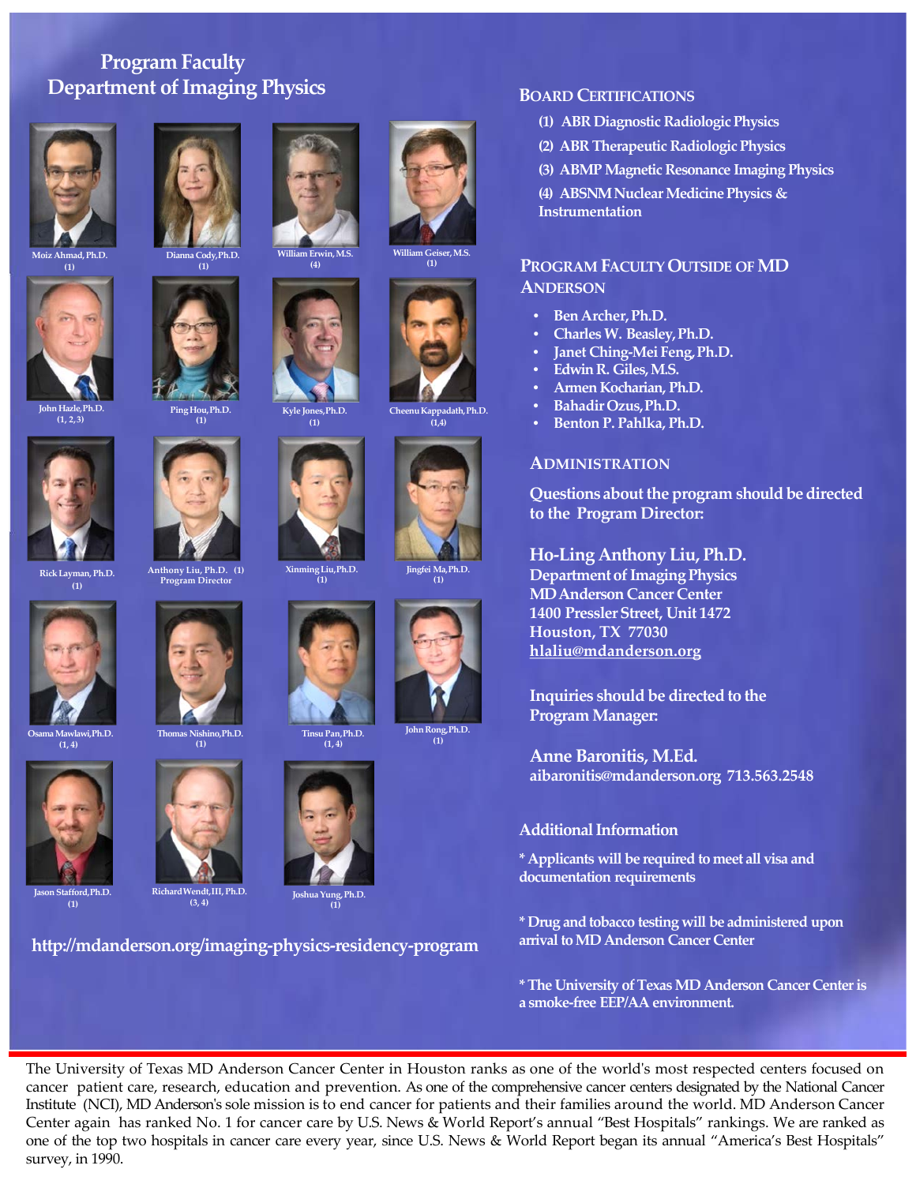# Program Faculty
## Department of Imaging Physics

Moiz Ahmad, Ph.D.
(1)

Dianna Cody, Ph.D.
(1)

William Erwin, M.S.
(4)

William Geiser, M.S.
(1)

John Hazle, Ph.D.
(1, 2, 3)

Ping Hou, Ph.D.
(1)

Kyle Jones, Ph.D.
(1)

Cheenu Kappadath, Ph.D.
(1,4)

Rick Layman, Ph.D.
(1)

Anthony Liu, Ph.D. (1)
Program Director

Xinming Liu, Ph.D.
(1)

Jingfei Ma, Ph.D.
(1)

Osama Mawlawi, Ph.D.
(1, 4)

Thomas Nishino, Ph.D.
(1)

Tinsu Pan, Ph.D.
(1, 4)

John Rong, Ph.D.
(1)

Jason Stafford, Ph.D.
(1)

Richard Wendt, III, Ph.D.
(3, 4)

Joshua Yung, Ph.D.
(1)

http://mdanderson.org/imaging-physics-residency-program

## Board Certifications

(1) ABR Diagnostic Radiologic Physics
(2) ABR Therapeutic Radiologic Physics
(3) ABMP Magnetic Resonance Imaging Physics
(4) ABSNM Nuclear Medicine Physics & Instrumentation

## Program Faculty Outside of MD Anderson

- Ben Archer, Ph.D.
- Charles W. Beasley, Ph.D.
- Janet Ching-Mei Feng, Ph.D.
- Edwin R. Giles, M.S.
- Armen Kocharian, Ph.D.
- Bahadir Ozus, Ph.D.
- Benton P. Pahlka, Ph.D.

## Administration

Questions about the program should be directed to the Program Director:

**Ho-Ling Anthony Liu, Ph.D.**
Department of Imaging Physics
MD Anderson Cancer Center
1400 Pressler Street, Unit 1472
Houston, TX 77030
hlaliu@mdanderson.org

Inquiries should be directed to the Program Manager:

**Anne Baronitis, M.Ed.**
aibaronitis@mdanderson.org 713.563.2548

## Additional Information

* Applicants will be required to meet all visa and documentation requirements

* Drug and tobacco testing will be administered upon arrival to MD Anderson Cancer Center

* The University of Texas MD Anderson Cancer Center is a smoke-free EEP/AA environment.

The University of Texas MD Anderson Cancer Center in Houston ranks as one of the world's most respected centers focused on cancer patient care, research, education and prevention. As one of the comprehensive cancer centers designated by the National Cancer Institute (NCI), MD Anderson's sole mission is to end cancer for patients and their families around the world. MD Anderson Cancer Center again has ranked No. 1 for cancer care by U.S. News & World Report's annual "Best Hospitals" rankings. We are ranked as one of the top two hospitals in cancer care every year, since U.S. News & World Report began its annual "America's Best Hospitals" survey, in 1990.